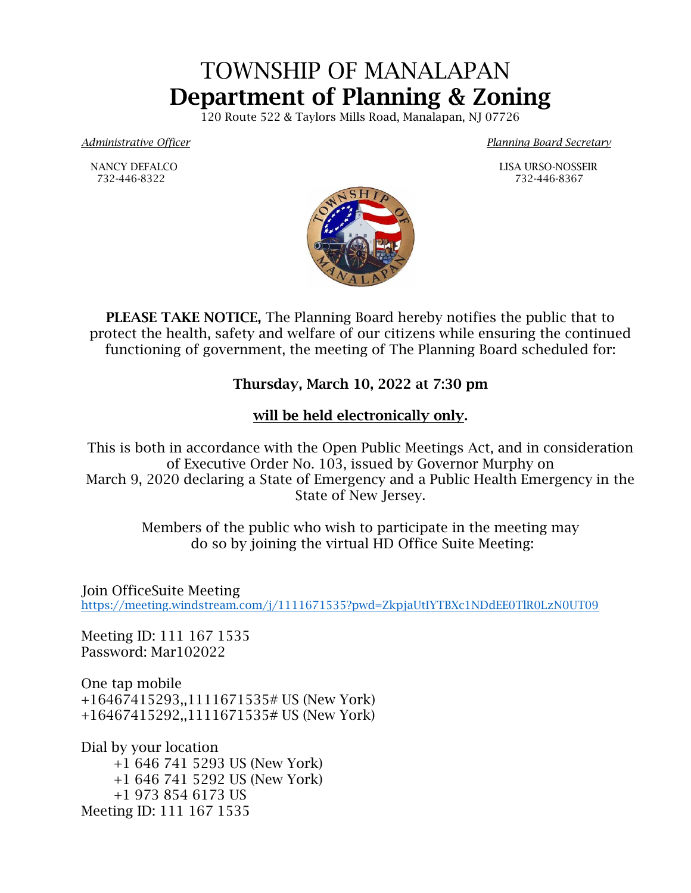// TOWNSHIP OF MANALAPAN
# Department of Planning & Zoning

120 Route 522 & Taylors Mills Road, Manalapan, NJ 07726

*Administrative Officer*

NANCY DEFALCO
732-446-8322

*Planning Board Secretary*

LISA URSO-NOSSEIR
732-446-8367

**PLEASE TAKE NOTICE,** The Planning Board hereby notifies the public that to protect the health, safety and welfare of our citizens while ensuring the continued functioning of government, the meeting of The Planning Board scheduled for:

**Thursday, March 10, 2022 at 7:30 pm**

**will be held electronically only.**

This is both in accordance with the Open Public Meetings Act, and in consideration of Executive Order No. 103, issued by Governor Murphy on March 9, 2020 declaring a State of Emergency and a Public Health Emergency in the State of New Jersey.

Members of the public who wish to participate in the meeting may do so by joining the virtual HD Office Suite Meeting:

Join OfficeSuite Meeting
https://meeting.windstream.com/j/1111671535?pwd=ZkpjaUtIYTBXc1NDdEE0TlR0LzN0UT09

Meeting ID: 111 167 1535
Password: Mar102022

One tap mobile
+16467415293,,1111671535# US (New York)
+16467415292,,1111671535# US (New York)

Dial by your location
+1 646 741 5293 US (New York)
+1 646 741 5292 US (New York)
+1 973 854 6173 US
Meeting ID: 111 167 1535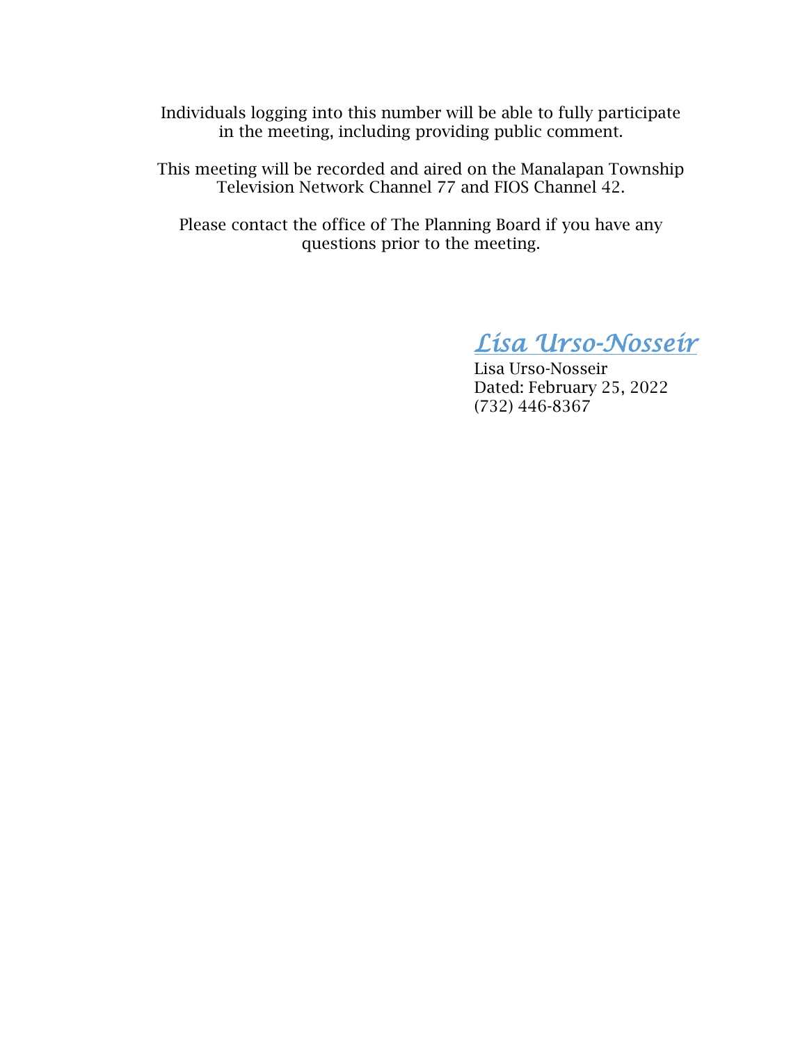Individuals logging into this number will be able to fully participate in the meeting, including providing public comment.

This meeting will be recorded and aired on the Manalapan Township Television Network Channel 77 and FIOS Channel 42.

Please contact the office of The Planning Board if you have any questions prior to the meeting.

*Lisa Urso-Nosseir*

Lisa Urso-Nosseir
Dated: February 25, 2022
(732) 446-8367